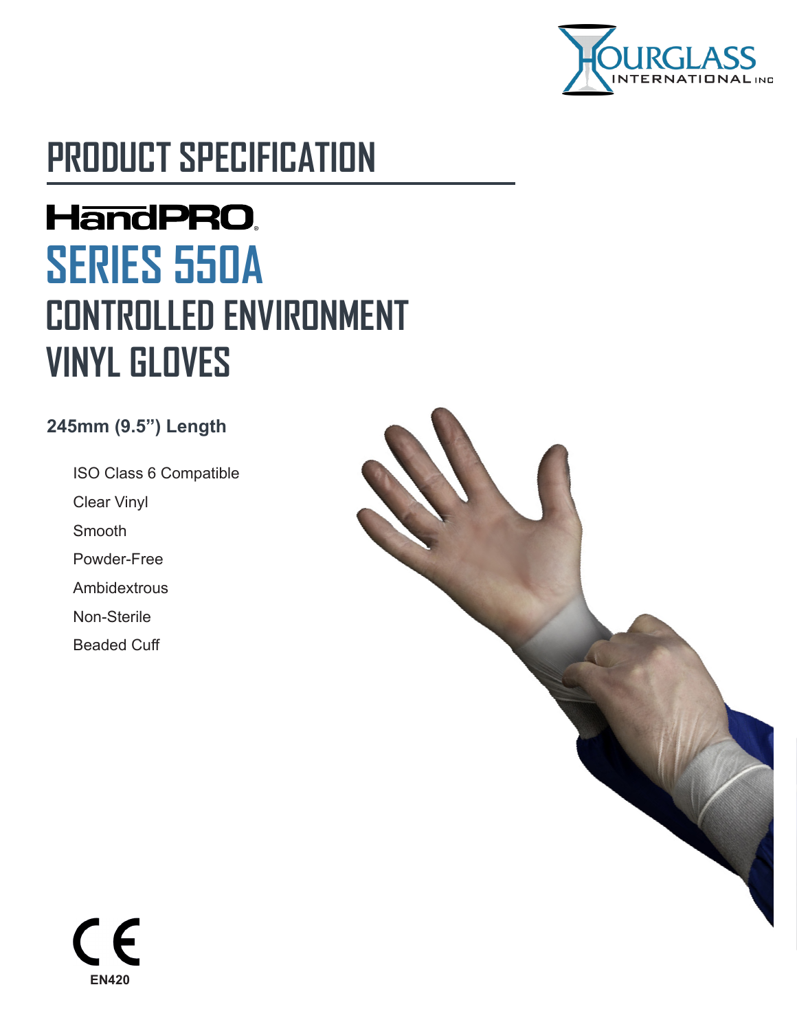HOURGLASS INTERNATIONAL INC

# PRODUCT SPECIFICATION

## HandPRO®

## SERIES 550A

## CONTROLLED ENVIRONMENT VINYL GLOVES

**245mm (9.5") Length**

- ISO Class 6 Compatible
- Clear Vinyl
- Smooth
- Powder-Free
- Ambidextrous
- Non-Sterile
- Beaded Cuff

CE
**EN420**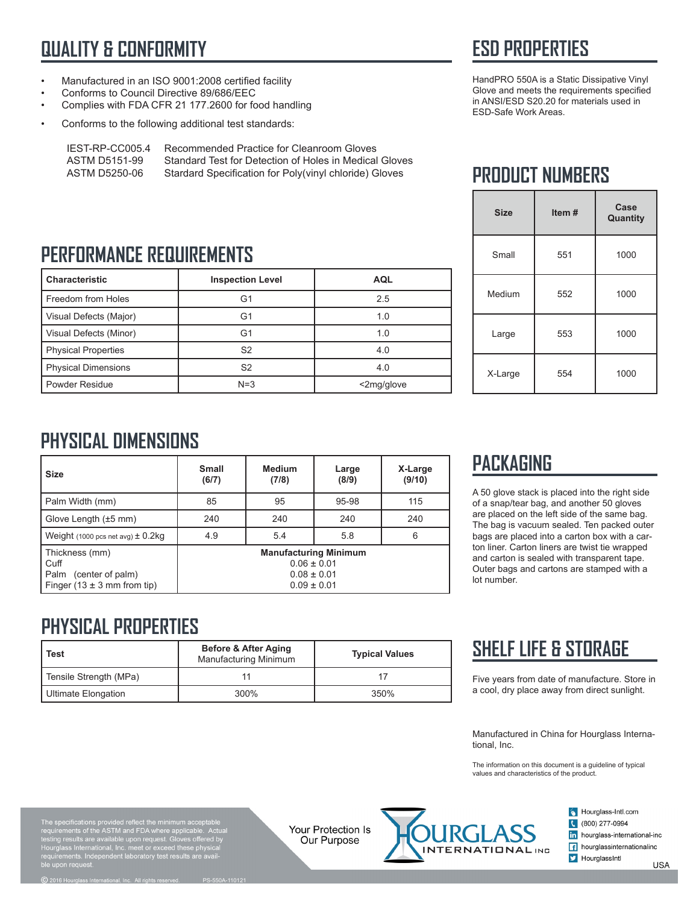## QUALITY & CONFORMITY

- Manufactured in an ISO 9001:2008 certified facility
- Conforms to Council Directive 89/686/EEC
- Complies with FDA CFR 21 177.2600 for food handling
- Conforms to the following additional test standards:

| | |
|---|---|
| IEST-RP-CC005.4 | Recommended Practice for Cleanroom Gloves |
| ASTM D5151-99 | Standard Test for Detection of Holes in Medical Gloves |
| ASTM D5250-06 | Stardard Specification for Poly(vinyl chloride) Gloves |

## PERFORMANCE REQUIREMENTS

| Characteristic | Inspection Level | AQL |
|---|---|---|
| Freedom from Holes | G1 | 2.5 |
| Visual Defects (Major) | G1 | 1.0 |
| Visual Defects (Minor) | G1 | 1.0 |
| Physical Properties | S2 | 4.0 |
| Physical Dimensions | S2 | 4.0 |
| Powder Residue | N=3 | <2mg/glove |

## PHYSICAL DIMENSIONS

| Size | Small (6/7) | Medium (7/8) | Large (8/9) | X-Large (9/10) |
|---|---|---|---|---|
| Palm Width (mm) | 85 | 95 | 95-98 | 115 |
| Glove Length (±5 mm) | 240 | 240 | 240 | 240 |
| Weight (1000 pcs net avg) ± 0.2kg | 4.9 | 5.4 | 5.8 | 6 |
| Thickness (mm) | Manufacturing Minimum | | | |
| Cuff | 0.06 ± 0.01 | | | |
| Palm (center of palm) | 0.08 ± 0.01 | | | |
| Finger (13 ± 3 mm from tip) | 0.09 ± 0.01 | | | |

## PHYSICAL PROPERTIES

| Test | Before & After Aging Manufacturing Minimum | Typical Values |
|---|---|---|
| Tensile Strength (MPa) | 11 | 17 |
| Ultimate Elongation | 300% | 350% |

## ESD PROPERTIES

HandPRO 550A is a Static Dissipative Vinyl Glove and meets the requirements specified in ANSI/ESD S20.20 for materials used in ESD-Safe Work Areas.

## PRODUCT NUMBERS

| Size | Item # | Case Quantity |
|---|---|---|
| Small | 551 | 1000 |
| Medium | 552 | 1000 |
| Large | 553 | 1000 |
| X-Large | 554 | 1000 |

## PACKAGING

A 50 glove stack is placed into the right side of a snap/tear bag, and another 50 gloves are placed on the left side of the same bag. The bag is vacuum sealed. Ten packed outer bags are placed into a carton box with a carton liner. Carton liners are twist tie wrapped and carton is sealed with transparent tape. Outer bags and cartons are stamped with a lot number.

## SHELF LIFE & STORAGE

Five years from date of manufacture. Store in a cool, dry place away from direct sunlight.

Manufactured in China for Hourglass International, Inc.

The information on this document is a guideline of typical values and characteristics of the product.

The specifications provided reflect the minimum acceptable requirements of the ASTM and FDA where applicable. Actual testing results are available upon request. Gloves offered by Hourglass International, Inc. meet or exceed these physical requirements. Independent laboratory test results are available upon request.

Your Protection Is Our Purpose

HOURGLASS INTERNATIONAL INC

Hourglass-Intl.com
(800) 277-0994
hourglass-international-inc
hourglassinternationalinc
HourglassIntl
USA

© 2016 Hourglass International, Inc. All rights reserved. PS-550A-110121